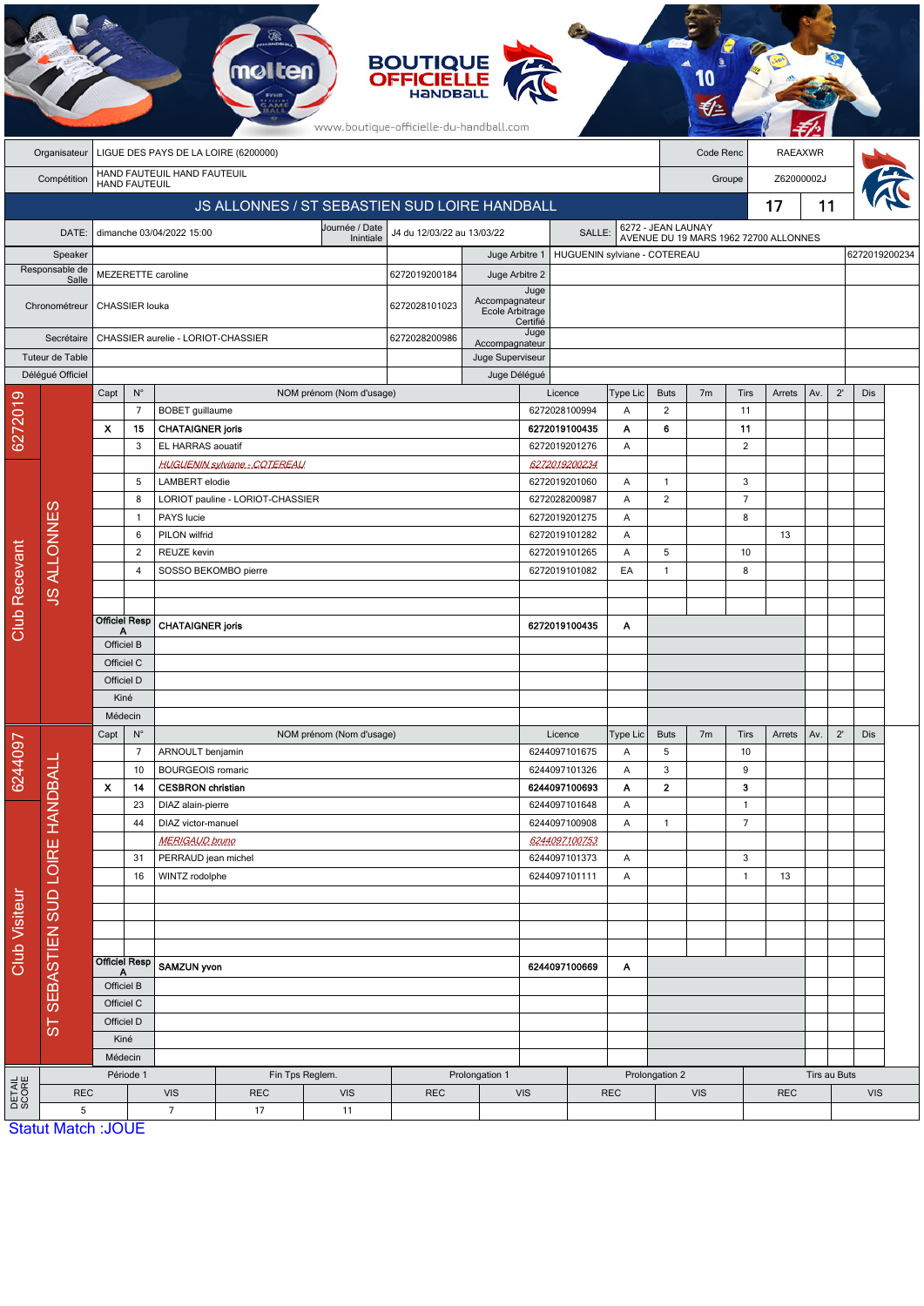BOUTIQUE OFFICIELLE HANDBALL

www.boutique-officielle-du-handball.com

| Organisateur | LIGUE DES PAYS DE LA LOIRE (6200000) | Code Renc | RAEAXWR |
|---|---|---|---|
| Compétition | HAND FAUTEUIL HAND FAUTEUIL HAND FAUTEUIL | Groupe | Z62000002J |

## JS ALLONNES / ST SEBASTIEN SUD LOIRE HANDBALL — 17 / 11

| DATE: | dimanche 03/04/2022 15:00 | Journée / Date Initiale | J4 du 12/03/22 au 13/03/22 | SALLE: | 6272 - JEAN LAUNAY AVENUE DU 19 MARS 1962 72700 ALLONNES |
|---|---|---|---|---|---|

| Rôle | Nom | Licence | Rôle | Nom | Licence |
|---|---|---|---|---|---|
| Speaker | | | Juge Arbitre 1 | HUGUENIN sylviane - COTEREAU | 6272019200234 |
| Responsable de Salle | MEZERETTE caroline | 6272019200184 | Juge Arbitre 2 | | |
| Chronométreur | CHASSIER louka | 6272028101023 | Juge Accompagnateur Ecole Arbitrage Certifié | | |
| Secrétaire | CHASSIER aurelie - LORIOT-CHASSIER | 6272028200986 | Juge Accompagnateur | | |
| Tuteur de Table | | | Juge Superviseur | | |
| Délégué Officiel | | | Juge Délégué | | |

### Club Recevant — 6272019 — JS ALLONNES

| Capt | N° | NOM prénom (Nom d'usage) | Licence | Type Lic | Buts | 7m | Tirs | Arrets | Av. | 2' | Dis |
|---|---|---|---|---|---|---|---|---|---|---|---|
| | 7 | BOBET guillaume | 6272028100994 | A | 2 | | 11 | | | | |
| X | 15 | **CHATAIGNER joris** | **6272019100435** | **A** | **6** | | **11** | | | | |
| | 3 | EL HARRAS aouatif | 6272019201276 | A | | | 2 | | | | |
| | | *HUGUENIN sylviane - COTEREAU* | *6272019200234* | | | | | | | | |
| | 5 | LAMBERT elodie | 6272019201060 | A | 1 | | 3 | | | | |
| | 8 | LORIOT pauline - LORIOT-CHASSIER | 6272028200987 | A | 2 | | 7 | | | | |
| | 1 | PAYS lucie | 6272019201275 | A | | | 8 | | | | |
| | 6 | PILON wilfrid | 6272019101282 | A | | | | 13 | | | |
| | 2 | REUZE kevin | 6272019101265 | A | 5 | | 10 | | | | |
| | 4 | SOSSO BEKOMBO pierre | 6272019101082 | EA | 1 | | 8 | | | | |
| Officiel Resp A | | **CHATAIGNER joris** | **6272019100435** | **A** | | | | | | | |
| Officiel B | | | | | | | | | | | |
| Officiel C | | | | | | | | | | | |
| Officiel D | | | | | | | | | | | |
| Kiné | | | | | | | | | | | |
| Médecin | | | | | | | | | | | |

### Club Visiteur — 6244097 — ST SEBASTIEN SUD LOIRE HANDBALL

| Capt | N° | NOM prénom (Nom d'usage) | Licence | Type Lic | Buts | 7m | Tirs | Arrets | Av. | 2' | Dis |
|---|---|---|---|---|---|---|---|---|---|---|---|
| | 7 | ARNOULT benjamin | 6244097101675 | A | 5 | | 10 | | | | |
| | 10 | BOURGEOIS romaric | 6244097101326 | A | 3 | | 9 | | | | |
| X | 14 | **CESBRON christian** | **6244097100693** | **A** | **2** | | **3** | | | | |
| | 23 | DIAZ alain-pierre | 6244097101648 | A | | | 1 | | | | |
| | 44 | DIAZ victor-manuel | 6244097100908 | A | 1 | | 7 | | | | |
| | | *MERIGAUD bruno* | *6244097100753* | | | | | | | | |
| | 31 | PERRAUD jean michel | 6244097101373 | A | | | 3 | | | | |
| | 16 | WINTZ rodolphe | 6244097101111 | A | | | 1 | 13 | | | |
| Officiel Resp A | | **SAMZUN yvon** | **6244097100669** | **A** | | | | | | | |
| Officiel B | | | | | | | | | | | |
| Officiel C | | | | | | | | | | | |
| Officiel D | | | | | | | | | | | |
| Kiné | | | | | | | | | | | |
| Médecin | | | | | | | | | | | |

### DETAIL SCORE

| Période 1 | | Fin Tps Reglem. | | Prolongation 1 | | Prolongation 2 | | Tirs au Buts | |
|---|---|---|---|---|---|---|---|---|---|
| REC | VIS | REC | VIS | REC | VIS | REC | VIS | REC | VIS |
| 5 | 7 | 17 | 11 | | | | | | |

Statut Match :JOUE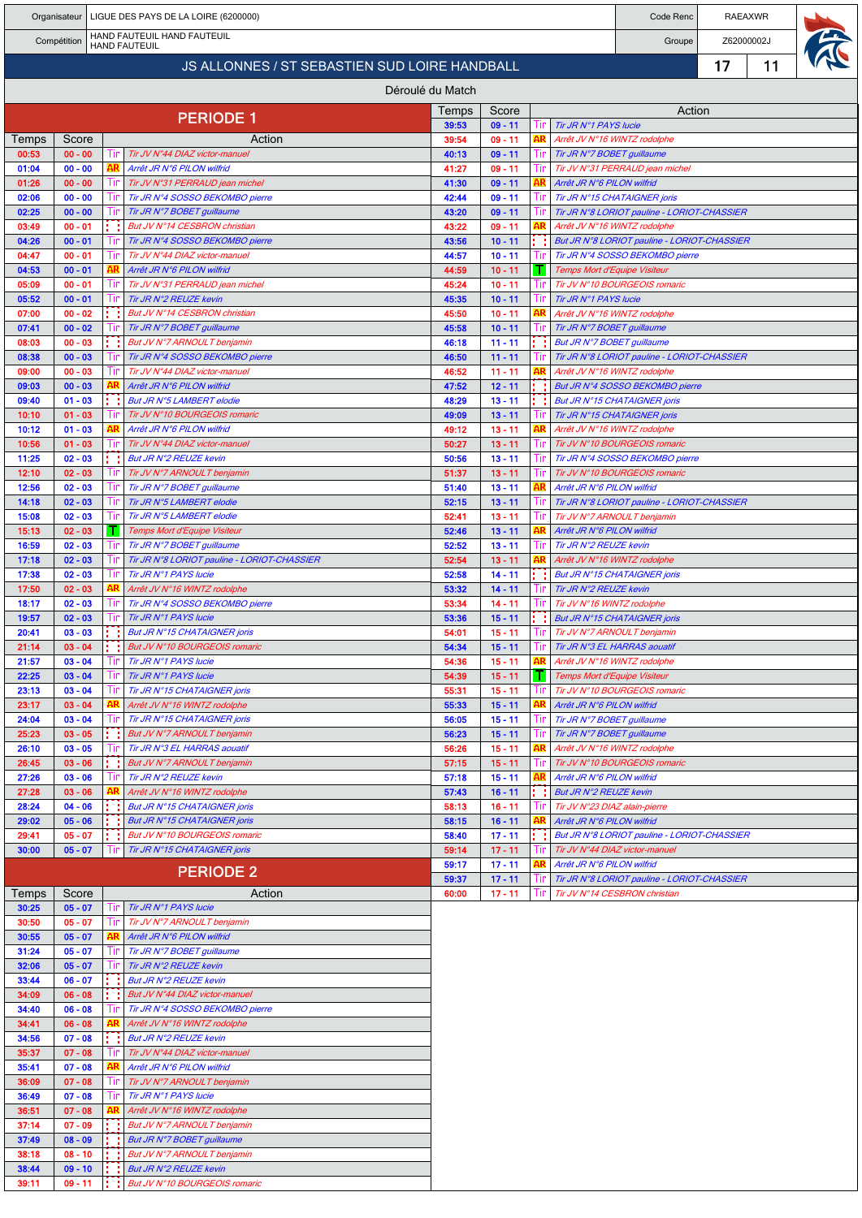| Organisateur | LIGUE DES PAYS DE LA LOIRE (6200000) | Code Renc | RAEAXWR |
|---|---|---|---|
| Compétition | HAND FAUTEUIL HAND FAUTEUIL HAND FAUTEUIL | Groupe | Z62000002J |

## JS ALLONNES / ST SEBASTIEN SUD LOIRE HANDBALL — 17 - 11

### Déroulé du Match

### PERIODE 1

| Temps | Score | | Action |
|---|---|---|---|
| 00:53 | 00 - 00 | Tir | Tir JV N°44 DIAZ victor-manuel |
| 01:04 | 00 - 00 | AR | Arrêt JR N°6 PILON wilfrid |
| 01:26 | 00 - 00 | Tir | Tir JV N°31 PERRAUD jean michel |
| 02:06 | 00 - 00 | Tir | Tir JR N°4 SOSSO BEKOMBO pierre |
| 02:25 | 00 - 00 | Tir | Tir JR N°7 BOBET guillaume |
| 03:49 | 00 - 01 | | But JV N°14 CESBRON christian |
| 04:26 | 00 - 01 | Tir | Tir JR N°4 SOSSO BEKOMBO pierre |
| 04:47 | 00 - 01 | Tir | Tir JV N°44 DIAZ victor-manuel |
| 04:53 | 00 - 01 | AR | Arrêt JR N°6 PILON wilfrid |
| 05:09 | 00 - 01 | Tir | Tir JV N°31 PERRAUD jean michel |
| 05:52 | 00 - 01 | Tir | Tir JR N°2 REUZE kevin |
| 07:00 | 00 - 02 | | But JV N°14 CESBRON christian |
| 07:41 | 00 - 02 | Tir | Tir JR N°7 BOBET guillaume |
| 08:03 | 00 - 03 | | But JV N°7 ARNOULT benjamin |
| 08:38 | 00 - 03 | Tir | Tir JR N°4 SOSSO BEKOMBO pierre |
| 09:00 | 00 - 03 | Tir | Tir JV N°44 DIAZ victor-manuel |
| 09:03 | 00 - 03 | AR | Arrêt JR N°6 PILON wilfrid |
| 09:40 | 01 - 03 | | But JR N°5 LAMBERT elodie |
| 10:10 | 01 - 03 | Tir | Tir JV N°10 BOURGEOIS romaric |
| 10:12 | 01 - 03 | AR | Arrêt JR N°6 PILON wilfrid |
| 10:56 | 01 - 03 | Tir | Tir JV N°44 DIAZ victor-manuel |
| 11:25 | 02 - 03 | | But JR N°2 REUZE kevin |
| 12:10 | 02 - 03 | Tir | Tir JV N°7 ARNOULT benjamin |
| 12:56 | 02 - 03 | Tir | Tir JR N°7 BOBET guillaume |
| 14:18 | 02 - 03 | Tir | Tir JR N°5 LAMBERT elodie |
| 15:08 | 02 - 03 | Tir | Tir JR N°5 LAMBERT elodie |
| 15:13 | 02 - 03 | T | Temps Mort d'Equipe Visiteur |
| 16:59 | 02 - 03 | Tir | Tir JR N°7 BOBET guillaume |
| 17:18 | 02 - 03 | Tir | Tir JR N°8 LORIOT pauline - LORIOT-CHASSIER |
| 17:38 | 02 - 03 | Tir | Tir JR N°1 PAYS lucie |
| 17:50 | 02 - 03 | AR | Arrêt JV N°16 WINTZ rodolphe |
| 18:17 | 02 - 03 | Tir | Tir JR N°4 SOSSO BEKOMBO pierre |
| 19:57 | 02 - 03 | Tir | Tir JR N°1 PAYS lucie |
| 20:41 | 03 - 03 | | But JR N°15 CHATAIGNER joris |
| 21:14 | 03 - 04 | | But JV N°10 BOURGEOIS romaric |
| 21:57 | 03 - 04 | Tir | Tir JR N°1 PAYS lucie |
| 22:25 | 03 - 04 | Tir | Tir JR N°1 PAYS lucie |
| 23:13 | 03 - 04 | Tir | Tir JR N°15 CHATAIGNER joris |
| 23:17 | 03 - 04 | AR | Arrêt JV N°16 WINTZ rodolphe |
| 24:04 | 03 - 04 | Tir | Tir JR N°15 CHATAIGNER joris |
| 25:23 | 03 - 05 | | But JV N°7 ARNOULT benjamin |
| 26:10 | 03 - 05 | Tir | Tir JR N°3 EL HARRAS aouatif |
| 26:45 | 03 - 06 | | But JV N°7 ARNOULT benjamin |
| 27:26 | 03 - 06 | Tir | Tir JR N°2 REUZE kevin |
| 27:28 | 03 - 06 | AR | Arrêt JV N°16 WINTZ rodolphe |
| 28:24 | 04 - 06 | | But JR N°15 CHATAIGNER joris |
| 29:02 | 05 - 06 | | But JR N°15 CHATAIGNER joris |
| 29:41 | 05 - 07 | | But JV N°10 BOURGEOIS romaric |
| 30:00 | 05 - 07 | Tir | Tir JR N°15 CHATAIGNER joris |

### PERIODE 2

| Temps | Score | | Action |
|---|---|---|---|
| 30:25 | 05 - 07 | Tir | Tir JR N°1 PAYS lucie |
| 30:50 | 05 - 07 | Tir | Tir JV N°7 ARNOULT benjamin |
| 30:55 | 05 - 07 | AR | Arrêt JR N°6 PILON wilfrid |
| 31:24 | 05 - 07 | Tir | Tir JR N°7 BOBET guillaume |
| 32:06 | 05 - 07 | Tir | Tir JR N°2 REUZE kevin |
| 33:44 | 06 - 07 | | But JR N°2 REUZE kevin |
| 34:09 | 06 - 08 | | But JV N°44 DIAZ victor-manuel |
| 34:40 | 06 - 08 | Tir | Tir JR N°4 SOSSO BEKOMBO pierre |
| 34:41 | 06 - 08 | AR | Arrêt JV N°16 WINTZ rodolphe |
| 34:56 | 07 - 08 | | But JR N°2 REUZE kevin |
| 35:37 | 07 - 08 | Tir | Tir JV N°44 DIAZ victor-manuel |
| 35:41 | 07 - 08 | AR | Arrêt JR N°6 PILON wilfrid |
| 36:09 | 07 - 08 | Tir | Tir JV N°7 ARNOULT benjamin |
| 36:49 | 07 - 08 | Tir | Tir JR N°1 PAYS lucie |
| 36:51 | 07 - 08 | AR | Arrêt JV N°16 WINTZ rodolphe |
| 37:14 | 07 - 09 | | But JV N°7 ARNOULT benjamin |
| 37:49 | 08 - 09 | | But JR N°7 BOBET guillaume |
| 38:18 | 08 - 10 | | But JV N°7 ARNOULT benjamin |
| 38:44 | 09 - 10 | | But JR N°2 REUZE kevin |
| 39:11 | 09 - 11 | | But JV N°10 BOURGEOIS romaric |
| 39:53 | 09 - 11 | Tir | Tir JR N°1 PAYS lucie |
| 39:54 | 09 - 11 | AR | Arrêt JV N°16 WINTZ rodolphe |
| 40:13 | 09 - 11 | Tir | Tir JR N°7 BOBET guillaume |
| 41:27 | 09 - 11 | Tir | Tir JV N°31 PERRAUD jean michel |
| 41:30 | 09 - 11 | AR | Arrêt JR N°6 PILON wilfrid |
| 42:44 | 09 - 11 | Tir | Tir JR N°15 CHATAIGNER joris |
| 43:20 | 09 - 11 | Tir | Tir JR N°8 LORIOT pauline - LORIOT-CHASSIER |
| 43:22 | 09 - 11 | AR | Arrêt JV N°16 WINTZ rodolphe |
| 43:56 | 10 - 11 | | But JR N°8 LORIOT pauline - LORIOT-CHASSIER |
| 44:57 | 10 - 11 | Tir | Tir JR N°4 SOSSO BEKOMBO pierre |
| 44:59 | 10 - 11 | T | Temps Mort d'Equipe Visiteur |
| 45:24 | 10 - 11 | Tir | Tir JV N°10 BOURGEOIS romaric |
| 45:35 | 10 - 11 | Tir | Tir JR N°1 PAYS lucie |
| 45:50 | 10 - 11 | AR | Arrêt JV N°16 WINTZ rodolphe |
| 45:58 | 10 - 11 | Tir | Tir JR N°7 BOBET guillaume |
| 46:18 | 11 - 11 | | But JR N°7 BOBET guillaume |
| 46:50 | 11 - 11 | Tir | Tir JR N°8 LORIOT pauline - LORIOT-CHASSIER |
| 46:52 | 11 - 11 | AR | Arrêt JV N°16 WINTZ rodolphe |
| 47:52 | 12 - 11 | | But JR N°4 SOSSO BEKOMBO pierre |
| 48:29 | 13 - 11 | | But JR N°15 CHATAIGNER joris |
| 49:09 | 13 - 11 | Tir | Tir JR N°15 CHATAIGNER joris |
| 49:12 | 13 - 11 | AR | Arrêt JV N°16 WINTZ rodolphe |
| 50:27 | 13 - 11 | Tir | Tir JV N°10 BOURGEOIS romaric |
| 50:56 | 13 - 11 | Tir | Tir JR N°4 SOSSO BEKOMBO pierre |
| 51:37 | 13 - 11 | Tir | Tir JV N°10 BOURGEOIS romaric |
| 51:40 | 13 - 11 | AR | Arrêt JR N°6 PILON wilfrid |
| 52:15 | 13 - 11 | Tir | Tir JR N°8 LORIOT pauline - LORIOT-CHASSIER |
| 52:41 | 13 - 11 | Tir | Tir JV N°7 ARNOULT benjamin |
| 52:46 | 13 - 11 | AR | Arrêt JR N°6 PILON wilfrid |
| 52:52 | 13 - 11 | Tir | Tir JR N°2 REUZE kevin |
| 52:54 | 13 - 11 | AR | Arrêt JV N°16 WINTZ rodolphe |
| 52:58 | 14 - 11 | | But JR N°15 CHATAIGNER joris |
| 53:32 | 14 - 11 | Tir | Tir JR N°2 REUZE kevin |
| 53:34 | 14 - 11 | Tir | Tir JV N°16 WINTZ rodolphe |
| 53:36 | 15 - 11 | | But JR N°15 CHATAIGNER joris |
| 54:01 | 15 - 11 | Tir | Tir JV N°7 ARNOULT benjamin |
| 54:34 | 15 - 11 | Tir | Tir JR N°3 EL HARRAS aouatif |
| 54:35 | 15 - 11 | AR | Arrêt JV N°16 WINTZ rodolphe |
| 54:39 | 15 - 11 | T | Temps Mort d'Equipe Visiteur |
| 55:31 | 15 - 11 | Tir | Tir JV N°10 BOURGEOIS romaric |
| 55:33 | 15 - 11 | AR | Arrêt JR N°6 PILON wilfrid |
| 56:05 | 15 - 11 | Tir | Tir JR N°7 BOBET guillaume |
| 56:23 | 15 - 11 | Tir | Tir JR N°7 BOBET guillaume |
| 56:26 | 15 - 11 | AR | Arrêt JV N°16 WINTZ rodolphe |
| 57:15 | 15 - 11 | Tir | Tir JV N°10 BOURGEOIS romaric |
| 57:18 | 15 - 11 | AR | Arrêt JR N°6 PILON wilfrid |
| 57:43 | 16 - 11 | | But JR N°2 REUZE kevin |
| 58:13 | 16 - 11 | Tir | Tir JV N°23 DIAZ alain-pierre |
| 58:15 | 16 - 11 | AR | Arrêt JR N°6 PILON wilfrid |
| 58:40 | 17 - 11 | | But JR N°8 LORIOT pauline - LORIOT-CHASSIER |
| 59:14 | 17 - 11 | Tir | Tir JV N°44 DIAZ victor-manuel |
| 59:17 | 17 - 11 | AR | Arrêt JR N°6 PILON wilfrid |
| 59:37 | 17 - 11 | Tir | Tir JR N°8 LORIOT pauline - LORIOT-CHASSIER |
| 60:00 | 17 - 11 | Tir | Tir JV N°14 CESBRON christian |